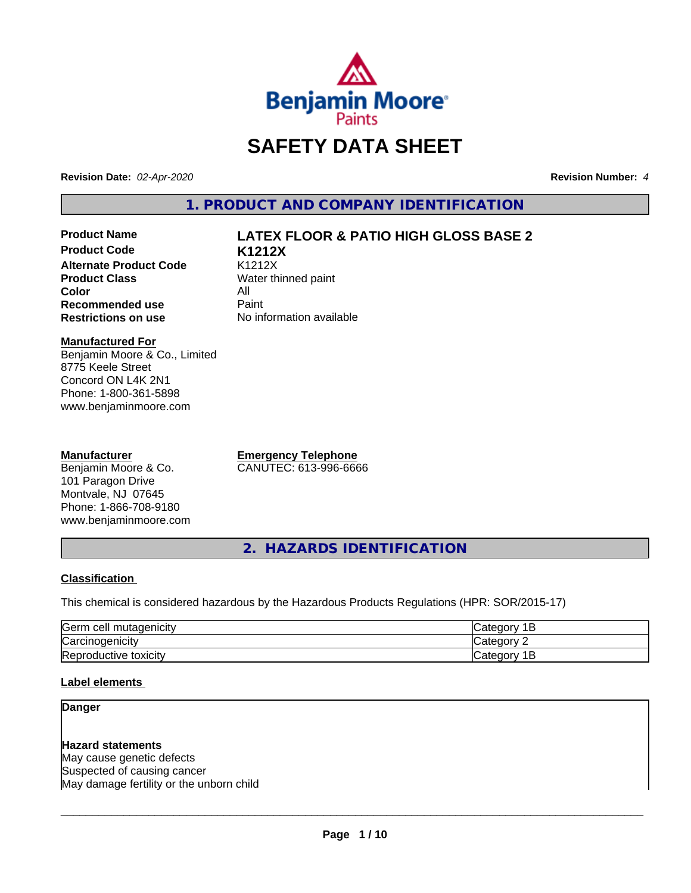# SAFETY DATA SHEET

**Revision Date:** *02-Apr-2020*

**Revision Number:** *4*

## 1. PRODUCT AND COMPANY IDENTIFICATION

| | |
|---|---|
| **Product Name** | **LATEX FLOOR & PATIO HIGH GLOSS BASE 2** |
| **Product Code** | **K1212X** |
| **Alternate Product Code** | K1212X |
| **Product Class** | Water thinned paint |
| **Color** | All |
| **Recommended use** | Paint |
| **Restrictions on use** | No information available |

**Manufactured For**
Benjamin Moore & Co., Limited
8775 Keele Street
Concord ON L4K 2N1
Phone: 1-800-361-5898
www.benjaminmoore.com

**Manufacturer**
Benjamin Moore & Co.
101 Paragon Drive
Montvale, NJ 07645
Phone: 1-866-708-9180
www.benjaminmoore.com

**Emergency Telephone**
CANUTEC: 613-996-6666

## 2. HAZARDS IDENTIFICATION

### Classification

This chemical is considered hazardous by the Hazardous Products Regulations (HPR: SOR/2015-17)

| | |
|---|---|
| Germ cell mutagenicity | Category 1B |
| Carcinogenicity | Category 2 |
| Reproductive toxicity | Category 1B |

### Label elements

**Danger**

**Hazard statements**
May cause genetic defects
Suspected of causing cancer
May damage fertility or the unborn child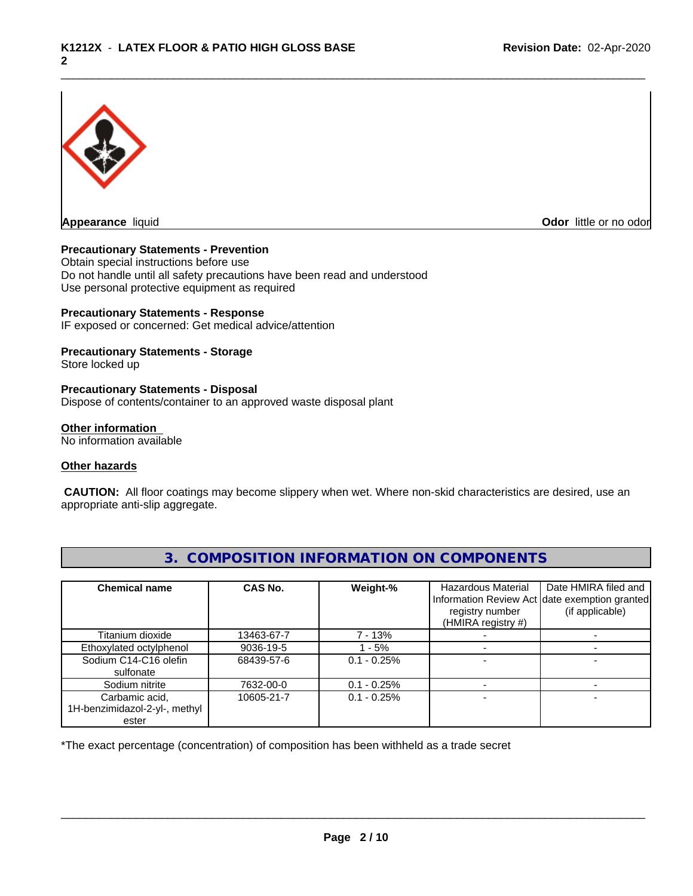**Appearance** liquid

**Odor** little or no odor

**Precautionary Statements - Prevention**
Obtain special instructions before use
Do not handle until all safety precautions have been read and understood
Use personal protective equipment as required

**Precautionary Statements - Response**
IF exposed or concerned: Get medical advice/attention

**Precautionary Statements - Storage**
Store locked up

**Precautionary Statements - Disposal**
Dispose of contents/container to an approved waste disposal plant

**Other information**
No information available

**Other hazards**

**CAUTION:** All floor coatings may become slippery when wet. Where non-skid characteristics are desired, use an appropriate anti-slip aggregate.

## 3. COMPOSITION INFORMATION ON COMPONENTS

| Chemical name | CAS No. | Weight-% | Hazardous Material Information Review Act registry number (HMIRA registry #) | Date HMIRA filed and date exemption granted (if applicable) |
|---|---|---|---|---|
| Titanium dioxide | 13463-67-7 | 7 - 13% | - | - |
| Ethoxylated octylphenol | 9036-19-5 | 1 - 5% | - | - |
| Sodium C14-C16 olefin sulfonate | 68439-57-6 | 0.1 - 0.25% | - | - |
| Sodium nitrite | 7632-00-0 | 0.1 - 0.25% | - | - |
| Carbamic acid, 1H-benzimidazol-2-yl-, methyl ester | 10605-21-7 | 0.1 - 0.25% | - | - |

*The exact percentage (concentration) of composition has been withheld as a trade secret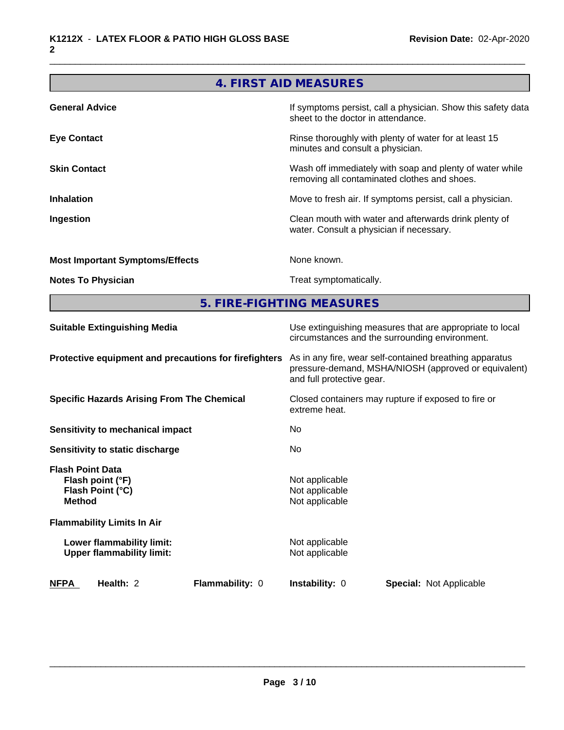## 4. FIRST AID MEASURES

| | |
|---|---|
| **General Advice** | If symptoms persist, call a physician. Show this safety data sheet to the doctor in attendance. |
| **Eye Contact** | Rinse thoroughly with plenty of water for at least 15 minutes and consult a physician. |
| **Skin Contact** | Wash off immediately with soap and plenty of water while removing all contaminated clothes and shoes. |
| **Inhalation** | Move to fresh air. If symptoms persist, call a physician. |
| **Ingestion** | Clean mouth with water and afterwards drink plenty of water. Consult a physician if necessary. |
| **Most Important Symptoms/Effects** | None known. |
| **Notes To Physician** | Treat symptomatically. |

## 5. FIRE-FIGHTING MEASURES

| | |
|---|---|
| **Suitable Extinguishing Media** | Use extinguishing measures that are appropriate to local circumstances and the surrounding environment. |
| **Protective equipment and precautions for firefighters** | As in any fire, wear self-contained breathing apparatus pressure-demand, MSHA/NIOSH (approved or equivalent) and full protective gear. |
| **Specific Hazards Arising From The Chemical** | Closed containers may rupture if exposed to fire or extreme heat. |
| **Sensitivity to mechanical impact** | No |
| **Sensitivity to static discharge** | No |

**Flash Point Data**

| | |
|---|---|
| **Flash point (°F)** | Not applicable |
| **Flash Point (°C)** | Not applicable |
| **Method** | Not applicable |

**Flammability Limits In Air**

| | |
|---|---|
| **Lower flammability limit:** | Not applicable |
| **Upper flammability limit:** | Not applicable |

| **NFPA** | **Health:** 2 | **Flammability:** 0 | **Instability:** 0 | **Special:** Not Applicable |
|---|---|---|---|---|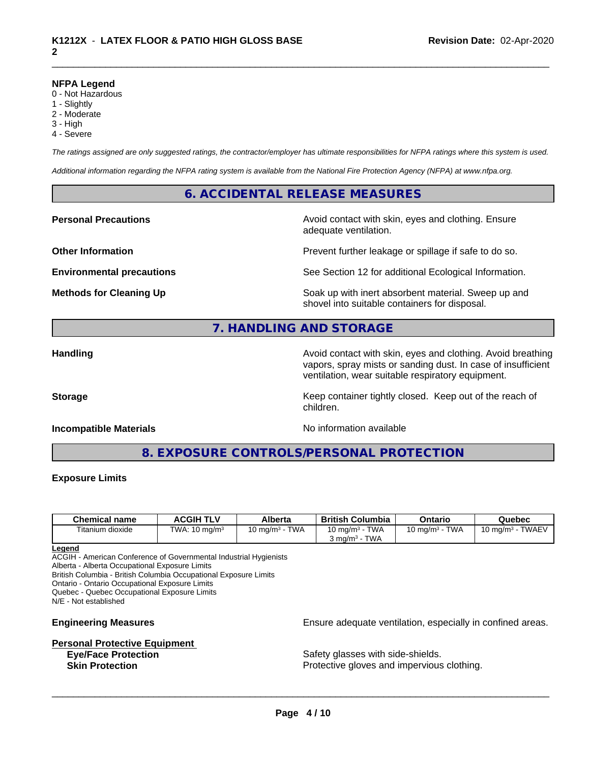**NFPA Legend**
0 - Not Hazardous
1 - Slightly
2 - Moderate
3 - High
4 - Severe

*The ratings assigned are only suggested ratings, the contractor/employer has ultimate responsibilities for NFPA ratings where this system is used.*

*Additional information regarding the NFPA rating system is available from the National Fire Protection Agency (NFPA) at www.nfpa.org.*

## 6. ACCIDENTAL RELEASE MEASURES

**Personal Precautions** Avoid contact with skin, eyes and clothing. Ensure adequate ventilation.

**Other Information** Prevent further leakage or spillage if safe to do so.

**Environmental precautions** See Section 12 for additional Ecological Information.

**Methods for Cleaning Up** Soak up with inert absorbent material. Sweep up and shovel into suitable containers for disposal.

## 7. HANDLING AND STORAGE

**Handling** Avoid contact with skin, eyes and clothing. Avoid breathing vapors, spray mists or sanding dust. In case of insufficient ventilation, wear suitable respiratory equipment.

**Storage** Keep container tightly closed. Keep out of the reach of children.

**Incompatible Materials** No information available

## 8. EXPOSURE CONTROLS/PERSONAL PROTECTION

**Exposure Limits**

| Chemical name | ACGIH TLV | Alberta | British Columbia | Ontario | Quebec |
|---|---|---|---|---|---|
| Titanium dioxide | TWA: 10 mg/m³ | 10 mg/m³ - TWA | 10 mg/m³ - TWA<br>3 mg/m³ - TWA | 10 mg/m³ - TWA | 10 mg/m³ - TWAEV |

**Legend**
ACGIH - American Conference of Governmental Industrial Hygienists
Alberta - Alberta Occupational Exposure Limits
British Columbia - British Columbia Occupational Exposure Limits
Ontario - Ontario Occupational Exposure Limits
Quebec - Quebec Occupational Exposure Limits
N/E - Not established

**Engineering Measures** Ensure adequate ventilation, especially in confined areas.

**Personal Protective Equipment**
**Eye/Face Protection** Safety glasses with side-shields.
**Skin Protection** Protective gloves and impervious clothing.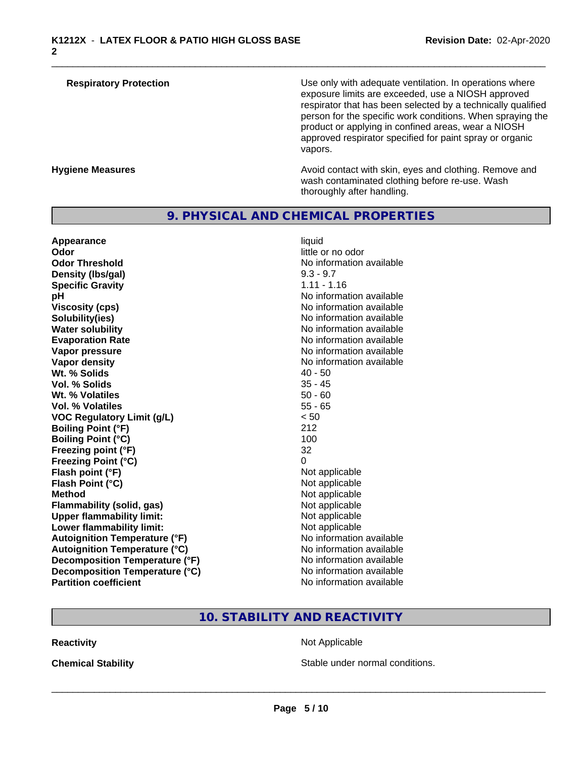| | |
|---|---|
| **Respiratory Protection** | Use only with adequate ventilation. In operations where exposure limits are exceeded, use a NIOSH approved respirator that has been selected by a technically qualified person for the specific work conditions. When spraying the product or applying in confined areas, wear a NIOSH approved respirator specified for paint spray or organic vapors. |
| **Hygiene Measures** | Avoid contact with skin, eyes and clothing. Remove and wash contaminated clothing before re-use. Wash thoroughly after handling. |

## 9. PHYSICAL AND CHEMICAL PROPERTIES

| | |
|---|---|
| **Appearance** | liquid |
| **Odor** | little or no odor |
| **Odor Threshold** | No information available |
| **Density (lbs/gal)** | 9.3 - 9.7 |
| **Specific Gravity** | 1.11 - 1.16 |
| **pH** | No information available |
| **Viscosity (cps)** | No information available |
| **Solubility(ies)** | No information available |
| **Water solubility** | No information available |
| **Evaporation Rate** | No information available |
| **Vapor pressure** | No information available |
| **Vapor density** | No information available |
| **Wt. % Solids** | 40 - 50 |
| **Vol. % Solids** | 35 - 45 |
| **Wt. % Volatiles** | 50 - 60 |
| **Vol. % Volatiles** | 55 - 65 |
| **VOC Regulatory Limit (g/L)** | < 50 |
| **Boiling Point (°F)** | 212 |
| **Boiling Point (°C)** | 100 |
| **Freezing point (°F)** | 32 |
| **Freezing Point (°C)** | 0 |
| **Flash point (°F)** | Not applicable |
| **Flash Point (°C)** | Not applicable |
| **Method** | Not applicable |
| **Flammability (solid, gas)** | Not applicable |
| **Upper flammability limit:** | Not applicable |
| **Lower flammability limit:** | Not applicable |
| **Autoignition Temperature (°F)** | No information available |
| **Autoignition Temperature (°C)** | No information available |
| **Decomposition Temperature (°F)** | No information available |
| **Decomposition Temperature (°C)** | No information available |
| **Partition coefficient** | No information available |

## 10. STABILITY AND REACTIVITY

| | |
|---|---|
| **Reactivity** | Not Applicable |
| **Chemical Stability** | Stable under normal conditions. |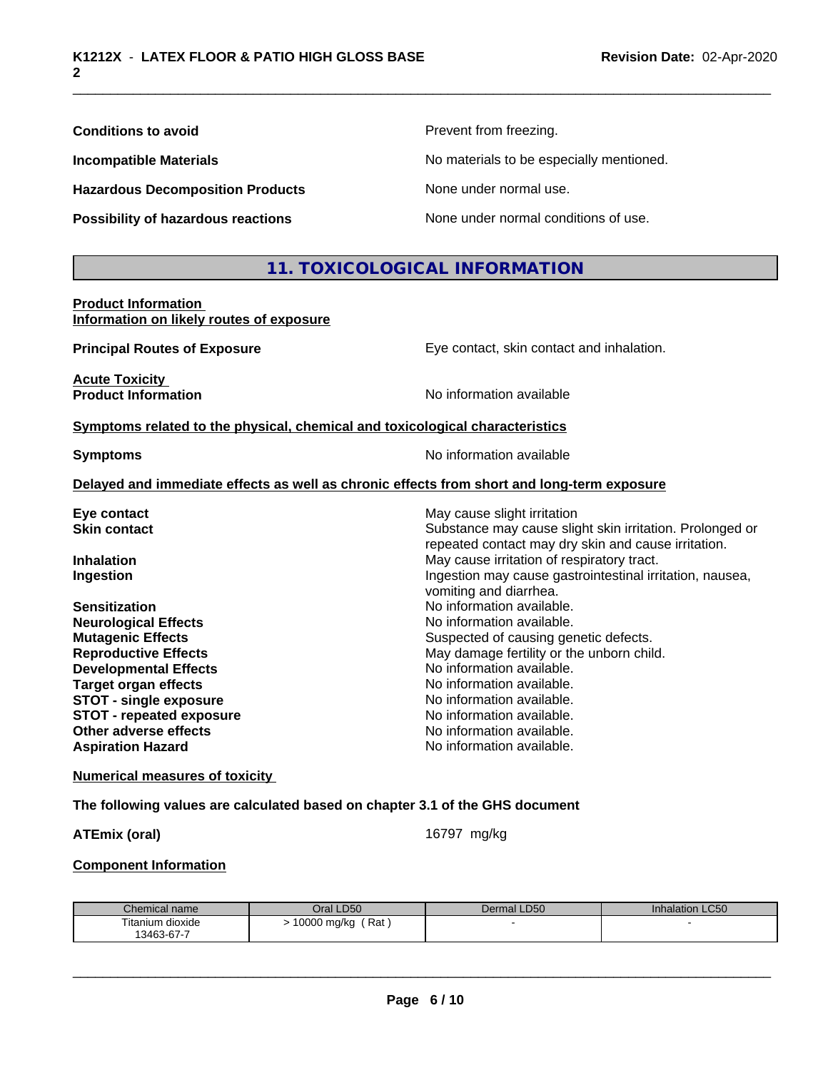**Conditions to avoid** Prevent from freezing.

**Incompatible Materials** No materials to be especially mentioned.

**Hazardous Decomposition Products** None under normal use.

**Possibility of hazardous reactions** None under normal conditions of use.

## 11. TOXICOLOGICAL INFORMATION

**Product Information**
**Information on likely routes of exposure**

**Principal Routes of Exposure** Eye contact, skin contact and inhalation.

**Acute Toxicity**
**Product Information** No information available

**Symptoms related to the physical, chemical and toxicological characteristics**

**Symptoms** No information available

**Delayed and immediate effects as well as chronic effects from short and long-term exposure**

**Eye contact** May cause slight irritation
**Skin contact** Substance may cause slight skin irritation. Prolonged or repeated contact may dry skin and cause irritation.
**Inhalation** May cause irritation of respiratory tract.
**Ingestion** Ingestion may cause gastrointestinal irritation, nausea, vomiting and diarrhea.
**Sensitization** No information available.
**Neurological Effects** No information available.
**Mutagenic Effects** Suspected of causing genetic defects.
**Reproductive Effects** May damage fertility or the unborn child.
**Developmental Effects** No information available.
**Target organ effects** No information available.
**STOT - single exposure** No information available.
**STOT - repeated exposure** No information available.
**Other adverse effects** No information available.
**Aspiration Hazard** No information available.

**Numerical measures of toxicity**

**The following values are calculated based on chapter 3.1 of the GHS document**

**ATEmix (oral)** 16797 mg/kg

**Component Information**

| Chemical name | Oral LD50 | Dermal LD50 | Inhalation LC50 |
|---|---|---|---|
| Titanium dioxide<br>13463-67-7 | > 10000 mg/kg ( Rat ) | - | - |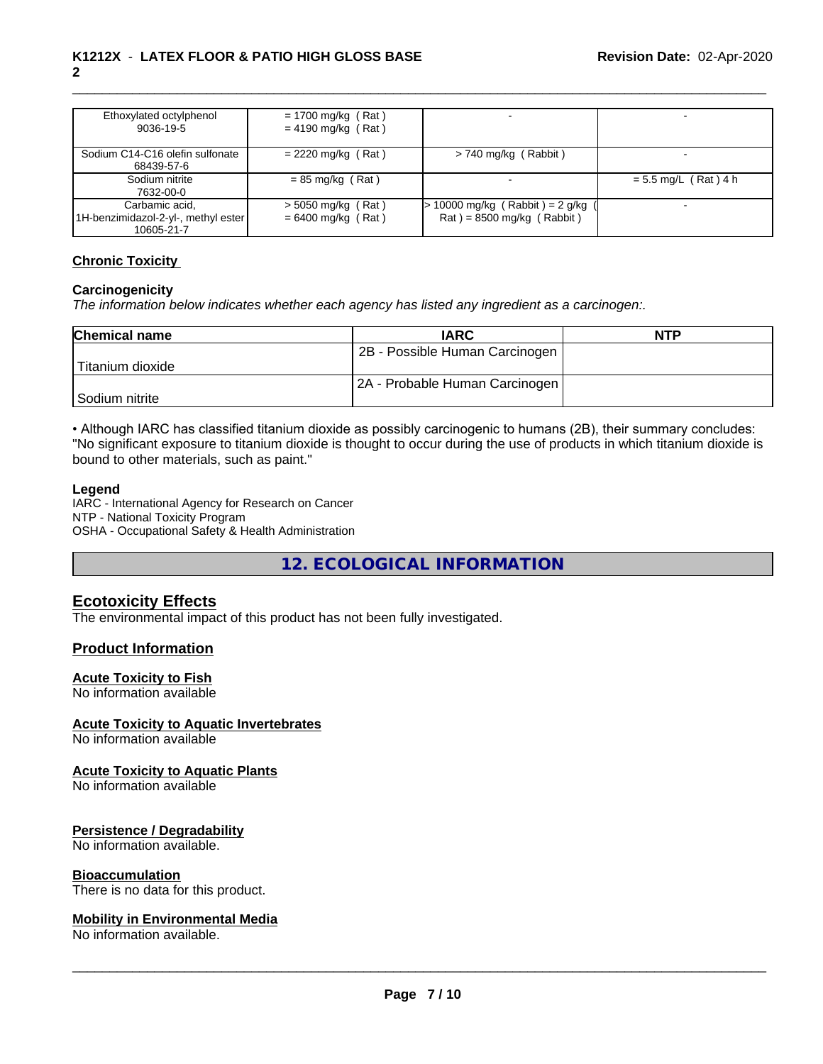| Ethoxylated octylphenol 9036-19-5 | = 1700 mg/kg ( Rat ) = 4190 mg/kg ( Rat ) | - | - |
|---|---|---|---|
| Sodium C14-C16 olefin sulfonate 68439-57-6 | = 2220 mg/kg ( Rat ) | > 740 mg/kg ( Rabbit ) | - |
| Sodium nitrite 7632-00-0 | = 85 mg/kg ( Rat ) | - | = 5.5 mg/L ( Rat ) 4 h |
| Carbamic acid, 1H-benzimidazol-2-yl-, methyl ester 10605-21-7 | > 5050 mg/kg ( Rat ) = 6400 mg/kg ( Rat ) | > 10000 mg/kg ( Rabbit ) = 2 g/kg ( Rat ) = 8500 mg/kg ( Rabbit ) | - |

## Chronic Toxicity

### Carcinogenicity

*The information below indicates whether each agency has listed any ingredient as a carcinogen:.*

| Chemical name | IARC | NTP |
|---|---|---|
| Titanium dioxide | 2B - Possible Human Carcinogen | |
| Sodium nitrite | 2A - Probable Human Carcinogen | |

• Although IARC has classified titanium dioxide as possibly carcinogenic to humans (2B), their summary concludes: "No significant exposure to titanium dioxide is thought to occur during the use of products in which titanium dioxide is bound to other materials, such as paint."

**Legend**

IARC - International Agency for Research on Cancer
NTP - National Toxicity Program
OSHA - Occupational Safety & Health Administration

# 12. ECOLOGICAL INFORMATION

## Ecotoxicity Effects

The environmental impact of this product has not been fully investigated.

## Product Information

### Acute Toxicity to Fish

No information available

### Acute Toxicity to Aquatic Invertebrates

No information available

### Acute Toxicity to Aquatic Plants

No information available

### Persistence / Degradability

No information available.

### Bioaccumulation

There is no data for this product.

### Mobility in Environmental Media

No information available.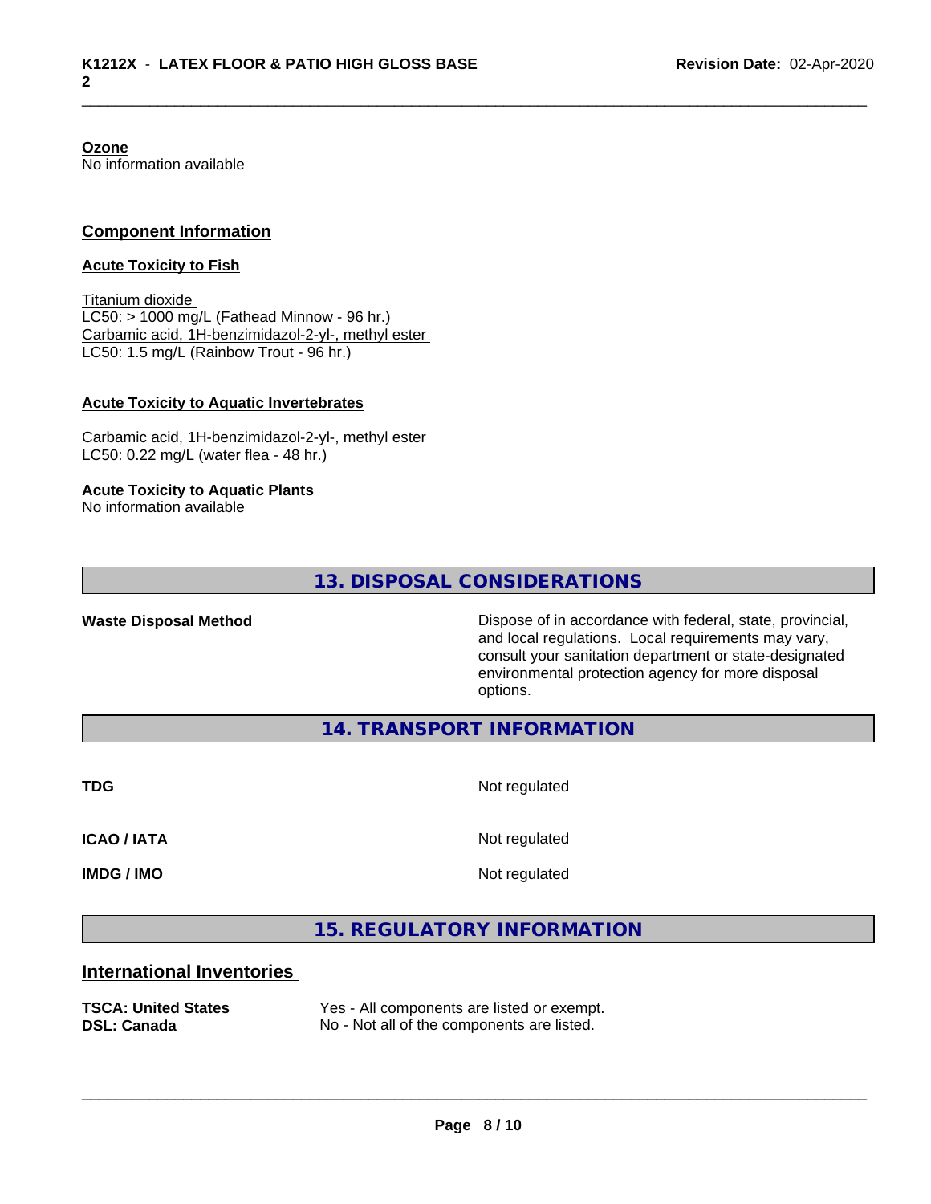**Ozone**
No information available

## Component Information

### Acute Toxicity to Fish

Titanium dioxide
LC50: > 1000 mg/L (Fathead Minnow - 96 hr.)
Carbamic acid, 1H-benzimidazol-2-yl-, methyl ester
LC50: 1.5 mg/L (Rainbow Trout - 96 hr.)

### Acute Toxicity to Aquatic Invertebrates

Carbamic acid, 1H-benzimidazol-2-yl-, methyl ester
LC50: 0.22 mg/L (water flea - 48 hr.)

### Acute Toxicity to Aquatic Plants

No information available

## 13. DISPOSAL CONSIDERATIONS

**Waste Disposal Method** — Dispose of in accordance with federal, state, provincial, and local regulations. Local requirements may vary, consult your sanitation department or state-designated environmental protection agency for more disposal options.

## 14. TRANSPORT INFORMATION

| | |
|---|---|
| **TDG** | Not regulated |
| **ICAO / IATA** | Not regulated |
| **IMDG / IMO** | Not regulated |

## 15. REGULATORY INFORMATION

### International Inventories

| | |
|---|---|
| **TSCA: United States** | Yes - All components are listed or exempt. |
| **DSL: Canada** | No - Not all of the components are listed. |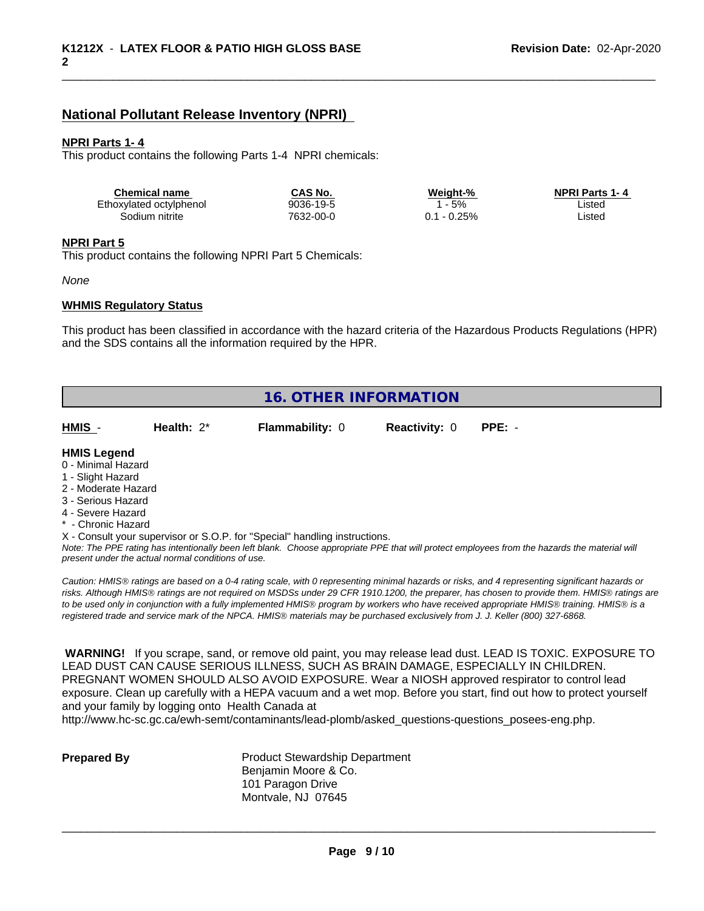## National Pollutant Release Inventory (NPRI)

**NPRI Parts 1- 4**

This product contains the following Parts 1-4 NPRI chemicals:

| Chemical name | CAS No. | Weight-% | NPRI Parts 1- 4 |
|---|---|---|---|
| Ethoxylated octylphenol | 9036-19-5 | 1 - 5% | Listed |
| Sodium nitrite | 7632-00-0 | 0.1 - 0.25% | Listed |

**NPRI Part 5**

This product contains the following NPRI Part 5 Chemicals:

*None*

**WHMIS Regulatory Status**

This product has been classified in accordance with the hazard criteria of the Hazardous Products Regulations (HPR) and the SDS contains all the information required by the HPR.

## 16. OTHER INFORMATION

| HMIS - | Health: 2* | Flammability: 0 | Reactivity: 0 | PPE: - |
|---|---|---|---|---|

**HMIS Legend**

0 - Minimal Hazard
1 - Slight Hazard
2 - Moderate Hazard
3 - Serious Hazard
4 - Severe Hazard
* - Chronic Hazard
X - Consult your supervisor or S.O.P. for "Special" handling instructions.

*Note: The PPE rating has intentionally been left blank. Choose appropriate PPE that will protect employees from the hazards the material will present under the actual normal conditions of use.*

*Caution: HMIS® ratings are based on a 0-4 rating scale, with 0 representing minimal hazards or risks, and 4 representing significant hazards or risks. Although HMIS® ratings are not required on MSDSs under 29 CFR 1910.1200, the preparer, has chosen to provide them. HMIS® ratings are to be used only in conjunction with a fully implemented HMIS® program by workers who have received appropriate HMIS® training. HMIS® is a registered trade and service mark of the NPCA. HMIS® materials may be purchased exclusively from J. J. Keller (800) 327-6868.*

**WARNING!** If you scrape, sand, or remove old paint, you may release lead dust. LEAD IS TOXIC. EXPOSURE TO LEAD DUST CAN CAUSE SERIOUS ILLNESS, SUCH AS BRAIN DAMAGE, ESPECIALLY IN CHILDREN. PREGNANT WOMEN SHOULD ALSO AVOID EXPOSURE. Wear a NIOSH approved respirator to control lead exposure. Clean up carefully with a HEPA vacuum and a wet mop. Before you start, find out how to protect yourself and your family by logging onto Health Canada at http://www.hc-sc.gc.ca/ewh-semt/contaminants/lead-plomb/asked_questions-questions_posees-eng.php.

**Prepared By**

Product Stewardship Department
Benjamin Moore & Co.
101 Paragon Drive
Montvale, NJ 07645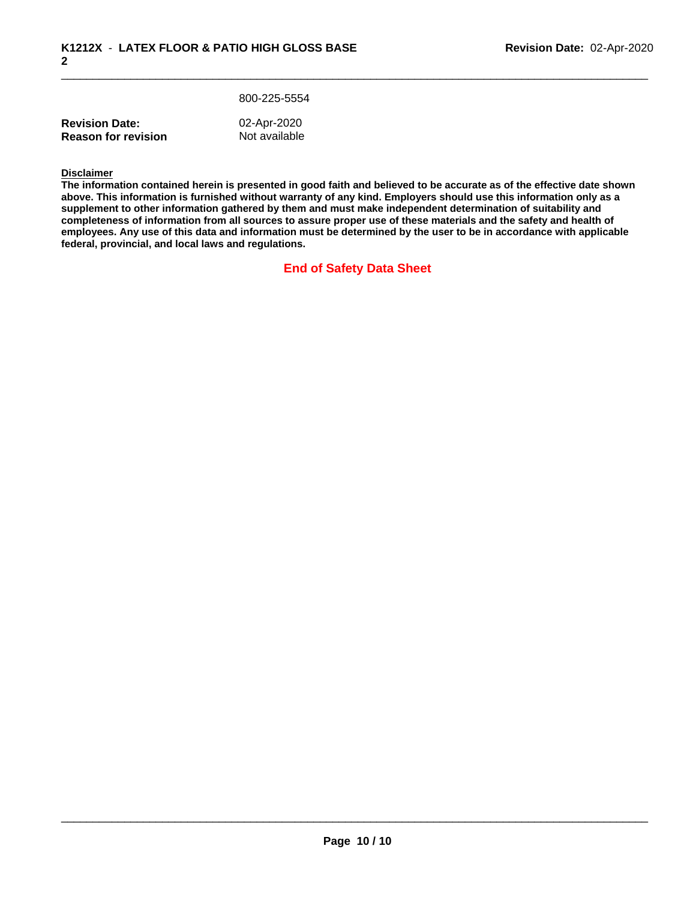800-225-5554

**Revision Date:** 02-Apr-2020
**Reason for revision** Not available

**Disclaimer**

**The information contained herein is presented in good faith and believed to be accurate as of the effective date shown above. This information is furnished without warranty of any kind. Employers should use this information only as a supplement to other information gathered by them and must make independent determination of suitability and completeness of information from all sources to assure proper use of these materials and the safety and health of employees. Any use of this data and information must be determined by the user to be in accordance with applicable federal, provincial, and local laws and regulations.**

**End of Safety Data Sheet**